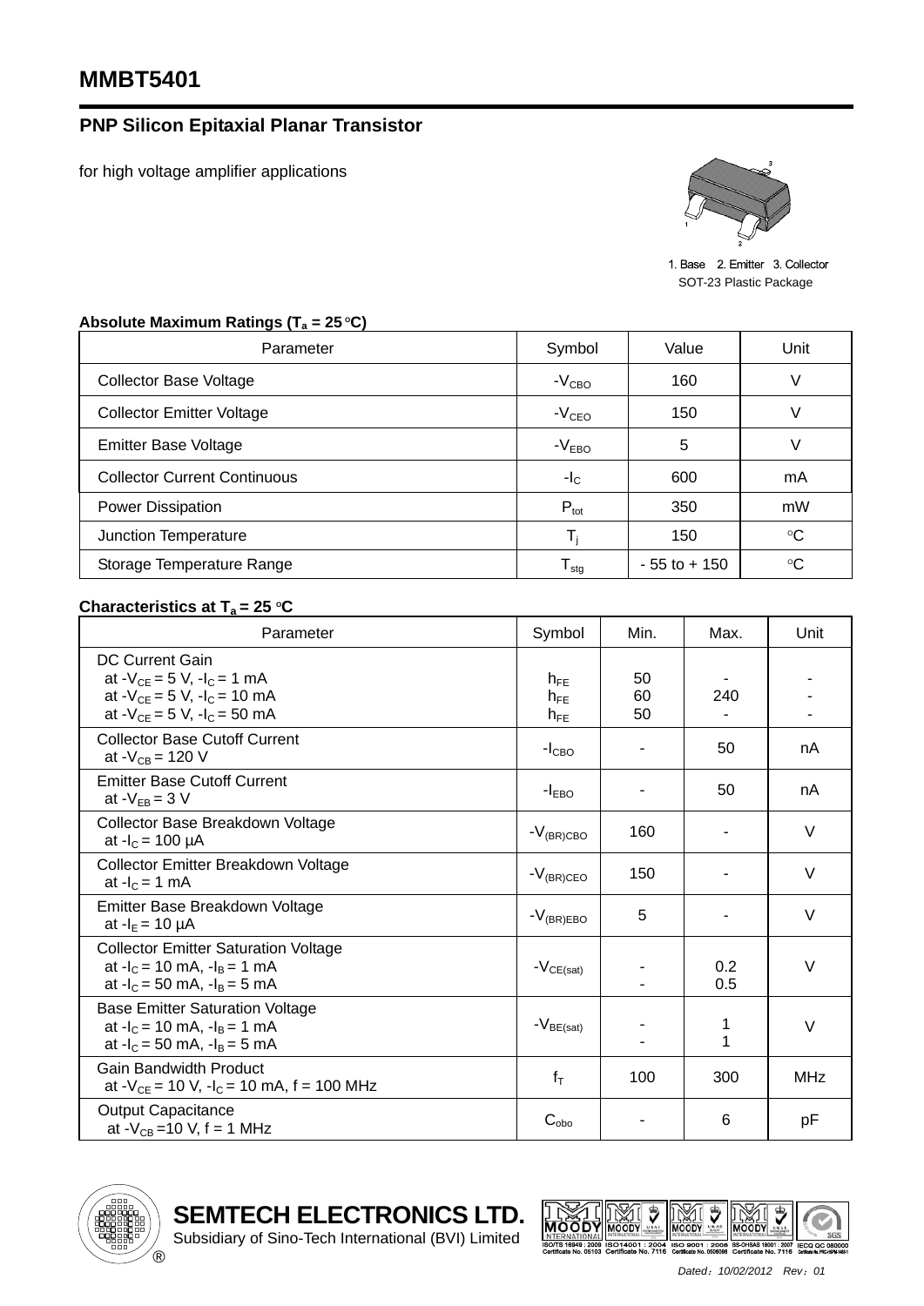# MMBT5401

## PNP Silicon Epitaxial Planar Transistor

for high voltage amplifier applications

1. Base 2. Emitter 3. Collector
SOT-23 Plastic Package

**Absolute Maximum Ratings ($T_a$ = 25 °C)**

| Parameter | Symbol | Value | Unit |
|---|---|---|---|
| Collector Base Voltage | $-V_{CBO}$ | 160 | V |
| Collector Emitter Voltage | $-V_{CEO}$ | 150 | V |
| Emitter Base Voltage | $-V_{EBO}$ | 5 | V |
| Collector Current Continuous | $-I_C$ | 600 | mA |
| Power Dissipation | $P_{tot}$ | 350 | mW |
| Junction Temperature | $T_j$ | 150 | °C |
| Storage Temperature Range | $T_{stg}$ | - 55 to + 150 | °C |

**Characteristics at $T_a$ = 25 °C**

| Parameter | Symbol | Min. | Max. | Unit |
|---|---|---|---|---|
| DC Current Gain<br>at $-V_{CE}$ = 5 V, $-I_C$ = 1 mA<br>at $-V_{CE}$ = 5 V, $-I_C$ = 10 mA<br>at $-V_{CE}$ = 5 V, $-I_C$ = 50 mA | <br>$h_{FE}$<br>$h_{FE}$<br>$h_{FE}$ | <br>50<br>60<br>50 | <br>-<br>240<br>- | <br>-<br>-<br>- |
| Collector Base Cutoff Current<br>at $-V_{CB}$ = 120 V | $-I_{CBO}$ | - | 50 | nA |
| Emitter Base Cutoff Current<br>at $-V_{EB}$ = 3 V | $-I_{EBO}$ | - | 50 | nA |
| Collector Base Breakdown Voltage<br>at $-I_C$ = 100 µA | $-V_{(BR)CBO}$ | 160 | - | V |
| Collector Emitter Breakdown Voltage<br>at $-I_C$ = 1 mA | $-V_{(BR)CEO}$ | 150 | - | V |
| Emitter Base Breakdown Voltage<br>at $-I_E$ = 10 µA | $-V_{(BR)EBO}$ | 5 | - | V |
| Collector Emitter Saturation Voltage<br>at $-I_C$ = 10 mA, $-I_B$ = 1 mA<br>at $-I_C$ = 50 mA, $-I_B$ = 5 mA | $-V_{CE(sat)}$ | <br>-<br>- | <br>0.2<br>0.5 | V |
| Base Emitter Saturation Voltage<br>at $-I_C$ = 10 mA, $-I_B$ = 1 mA<br>at $-I_C$ = 50 mA, $-I_B$ = 5 mA | $-V_{BE(sat)}$ | <br>-<br>- | <br>1<br>1 | V |
| Gain Bandwidth Product<br>at $-V_{CE}$ = 10 V, $-I_C$ = 10 mA, f = 100 MHz | $f_T$ | 100 | 300 | MHz |
| Output Capacitance<br>at $-V_{CB}$ =10 V, f = 1 MHz | $C_{obo}$ | - | 6 | pF |

**SEMTECH ELECTRONICS LTD.**
Subsidiary of Sino-Tech International (BVI) Limited

ISO/TS 16949 : 2009 Certificate No. 05103 | ISO14001 : 2004 Certificate No. 7116 | ISO 9001 : 2008 Certificate No. 0506098 | BS-OHSAS 18001 : 2007 Certificate No. 7116 | IECQ QC 080000

*Dated：10/02/2012 Rev：01*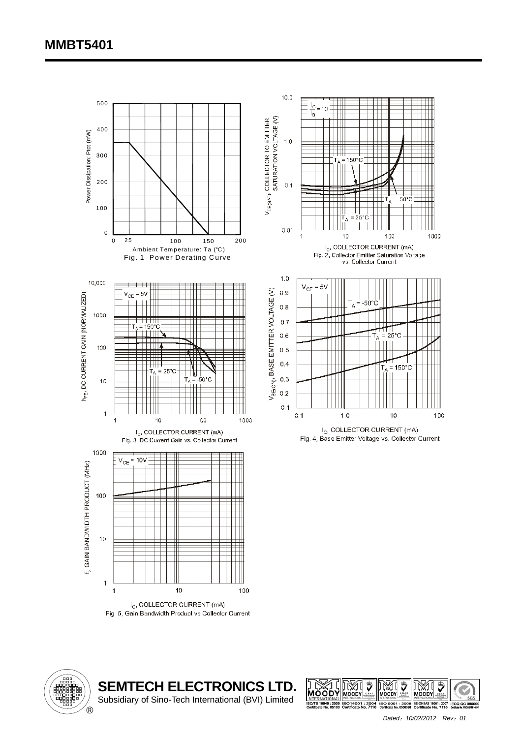# MMBT5401

500
400
300
200
100
0
Power Dissipation: Ptot (mW)
0 25 100 150 200
Ambient Temperature: Ta (°C)

Fig. 1 Power Derating Curve

10.0
1.0
0.1
0.01
$V_{CE(SAT)}$, COLLECTOR TO EMITTER SATURATION VOLTAGE (V)
$\frac{I_C}{I_B} = 10$
$T_A = 150°C$
$T_A = -50°C$
$T_A = 25°C$
1 10 100 1000
$I_C$, COLLECTOR CURRENT (mA)

Fig. 2, Collector Emitter Saturation Voltage vs. Collector Current

10,000
1000
100
10
1
$h_{FE}$, DC CURRENT GAIN (NORMALIZED)
$V_{CE} = 5V$
$T_A = 150°C$
$T_A = 25°C$
$T_A = -50°C$
1 10 100 1000
$I_C$, COLLECTOR CURRENT (mA)

Fig. 3, DC Current Gain vs. Collector Current

1.0
0.9
0.8
0.7
0.6
0.5
0.4
0.3
0.2
0.1
$V_{BE(ON)}$, BASE EMITTER VOLTAGE (V)
$V_{CE} = 5V$
$T_A = -50°C$
$T_A = 25°C$
$T_A = 150°C$
0.1 1.0 10 100
$I_C$, COLLECTOR CURRENT (mA)

Fig. 4, Base Emitter Voltage vs. Collector Current

1000
100
10
1
$f_T$, GAIN BANDWIDTH PRODUCT (MHz)
$V_{CE} = 10V$
1 10 100
$I_C$, COLLECTOR CURRENT (mA)

Fig. 5, Gain Bandwidth Product vs Collector Current

**SEMTECH ELECTRONICS LTD.**
Subsidiary of Sino-Tech International (BVI) Limited

ISO/TS 16949 : 2009 Certificate No. 05103 | ISO14001 : 2004 Certificate No. 7116 | ISO 9001 : 2008 Certificate No. 0506098 | BS-OHSAS 18001 : 2007 Certificate No. 7116 | IECQ QC 080000

*Dated：10/02/2012 Rev：01*